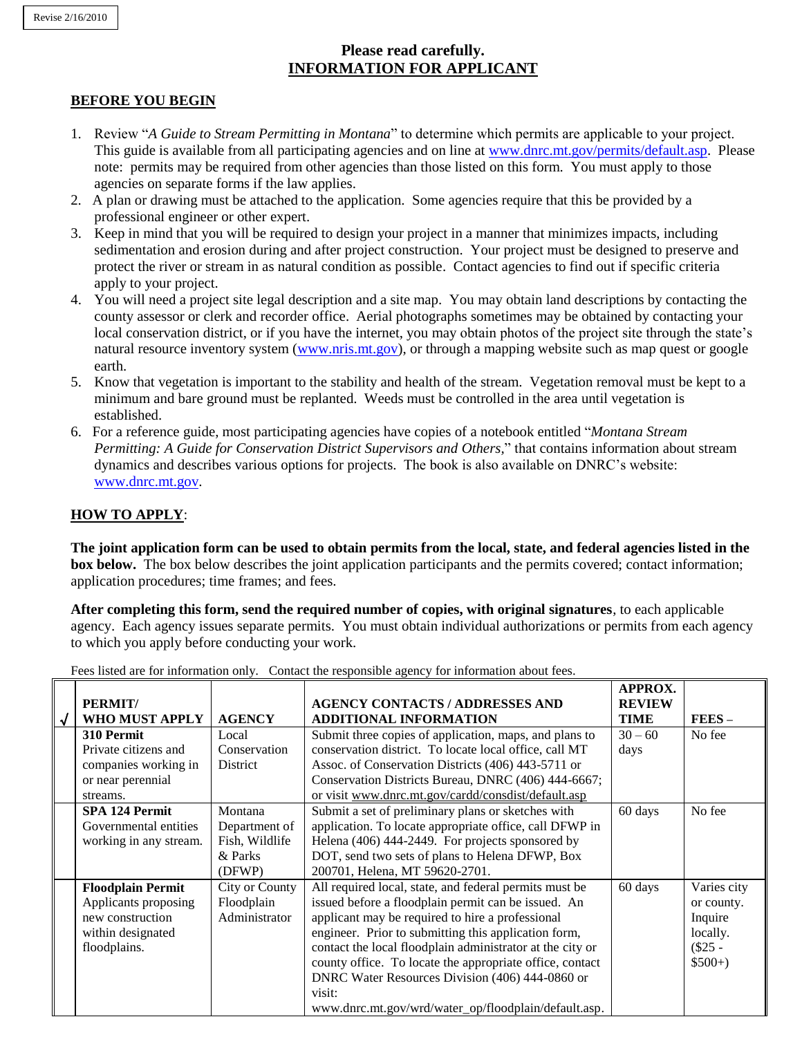Revise 2/16/2010

## Please read carefully.
## INFORMATION FOR APPLICANT

### BEFORE YOU BEGIN

1. Review "*A Guide to Stream Permitting in Montana*" to determine which permits are applicable to your project. This guide is available from all participating agencies and on line at www.dnrc.mt.gov/permits/default.asp. Please note: permits may be required from other agencies than those listed on this form. You must apply to those agencies on separate forms if the law applies.
2. A plan or drawing must be attached to the application. Some agencies require that this be provided by a professional engineer or other expert.
3. Keep in mind that you will be required to design your project in a manner that minimizes impacts, including sedimentation and erosion during and after project construction. Your project must be designed to preserve and protect the river or stream in as natural condition as possible. Contact agencies to find out if specific criteria apply to your project.
4. You will need a project site legal description and a site map. You may obtain land descriptions by contacting the county assessor or clerk and recorder office. Aerial photographs sometimes may be obtained by contacting your local conservation district, or if you have the internet, you may obtain photos of the project site through the state's natural resource inventory system (www.nris.mt.gov), or through a mapping website such as map quest or google earth.
5. Know that vegetation is important to the stability and health of the stream. Vegetation removal must be kept to a minimum and bare ground must be replanted. Weeds must be controlled in the area until vegetation is established.
6. For a reference guide, most participating agencies have copies of a notebook entitled "*Montana Stream Permitting: A Guide for Conservation District Supervisors and Others*," that contains information about stream dynamics and describes various options for projects. The book is also available on DNRC's website: www.dnrc.mt.gov.

### HOW TO APPLY:

**The joint application form can be used to obtain permits from the local, state, and federal agencies listed in the box below.** The box below describes the joint application participants and the permits covered; contact information; application procedures; time frames; and fees.

**After completing this form, send the required number of copies, with original signatures**, to each applicable agency. Each agency issues separate permits. You must obtain individual authorizations or permits from each agency to which you apply before conducting your work.

Fees listed are for information only. Contact the responsible agency for information about fees.

| √ | PERMIT/ WHO MUST APPLY | AGENCY | AGENCY CONTACTS / ADDRESSES AND ADDITIONAL INFORMATION | APPROX. REVIEW TIME | FEES – |
|---|---|---|---|---|---|
| | **310 Permit** Private citizens and companies working in or near perennial streams. | Local Conservation District | Submit three copies of application, maps, and plans to conservation district. To locate local office, call MT Assoc. of Conservation Districts (406) 443-5711 or Conservation Districts Bureau, DNRC (406) 444-6667; or visit www.dnrc.mt.gov/cardd/consdist/default.asp | 30 – 60 days | No fee |
| | **SPA 124 Permit** Governmental entities working in any stream. | Montana Department of Fish, Wildlife & Parks (DFWP) | Submit a set of preliminary plans or sketches with application. To locate appropriate office, call DFWP in Helena (406) 444-2449. For projects sponsored by DOT, send two sets of plans to Helena DFWP, Box 200701, Helena, MT 59620-2701. | 60 days | No fee |
| | **Floodplain Permit** Applicants proposing new construction within designated floodplains. | City or County Floodplain Administrator | All required local, state, and federal permits must be issued before a floodplain permit can be issued. An applicant may be required to hire a professional engineer. Prior to submitting this application form, contact the local floodplain administrator at the city or county office. To locate the appropriate office, contact DNRC Water Resources Division (406) 444-0860 or visit: www.dnrc.mt.gov/wrd/water_op/floodplain/default.asp. | 60 days | Varies city or county. Inquire locally. ($25 - $500+) |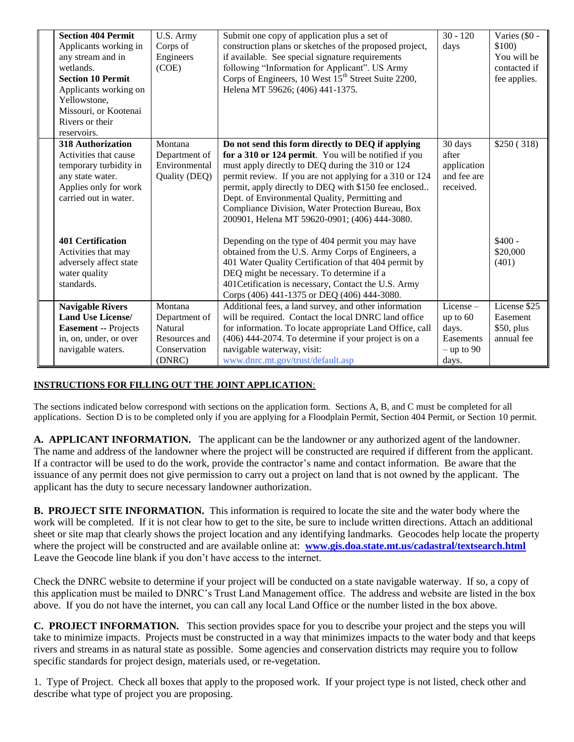| | Permit / Activity | Agency | Application Information | Time | Fee |
|---|---|---|---|---|---|
| | **Section 404 Permit** Applicants working in any stream and in wetlands. **Section 10 Permit** Applicants working on Yellowstone, Missouri, or Kootenai Rivers or their reservoirs. | U.S. Army Corps of Engineers (COE) | Submit one copy of application plus a set of construction plans or sketches of the proposed project, if available. See special signature requirements following "Information for Applicant". US Army Corps of Engineers, 10 West 15th Street Suite 2200, Helena MT 59626; (406) 441-1375. | 30 - 120 days | Varies ($0 - $100) You will be contacted if fee applies. |
| | **318 Authorization** Activities that cause temporary turbidity in any state water. Applies only for work carried out in water. | Montana Department of Environmental Quality (DEQ) | **Do not send this form directly to DEQ if applying for a 310 or 124 permit**. You will be notified if you must apply directly to DEQ during the 310 or 124 permit review. If you are not applying for a 310 or 124 permit, apply directly to DEQ with $150 fee enclosed.. Dept. of Environmental Quality, Permitting and Compliance Division, Water Protection Bureau, Box 200901, Helena MT 59620-0901; (406) 444-3080. | 30 days after application and fee are received. | $250 ( 318) |
| | **401 Certification** Activities that may adversely affect state water quality standards. | | Depending on the type of 404 permit you may have obtained from the U.S. Army Corps of Engineers, a 401 Water Quality Certification of that 404 permit by DEQ might be necessary. To determine if a 401Cetification is necessary, Contact the U.S. Army Corps (406) 441-1375 or DEQ (406) 444-3080. | | $400 - $20,000 (401) |
| | **Navigable Rivers Land Use License/ Easement** -- Projects in, on, under, or over navigable waters. | Montana Department of Natural Resources and Conservation (DNRC) | Additional fees, a land survey, and other information will be required. Contact the local DNRC land office for information. To locate appropriate Land Office, call (406) 444-2074. To determine if your project is on a navigable waterway, visit: www.dnrc.mt.gov/trust/default.asp | License – up to 60 days. Easements – up to 90 days. | License $25 Easement $50, plus annual fee |

## INSTRUCTIONS FOR FILLING OUT THE JOINT APPLICATION:

The sections indicated below correspond with sections on the application form. Sections A, B, and C must be completed for all applications. Section D is to be completed only if you are applying for a Floodplain Permit, Section 404 Permit, or Section 10 permit.

**A. APPLICANT INFORMATION.** The applicant can be the landowner or any authorized agent of the landowner. The name and address of the landowner where the project will be constructed are required if different from the applicant. If a contractor will be used to do the work, provide the contractor's name and contact information. Be aware that the issuance of any permit does not give permission to carry out a project on land that is not owned by the applicant. The applicant has the duty to secure necessary landowner authorization.

**B. PROJECT SITE INFORMATION.** This information is required to locate the site and the water body where the work will be completed. If it is not clear how to get to the site, be sure to include written directions. Attach an additional sheet or site map that clearly shows the project location and any identifying landmarks. Geocodes help locate the property where the project will be constructed and are available online at: **www.gis.doa.state.mt.us/cadastral/textsearch.html** Leave the Geocode line blank if you don't have access to the internet.

Check the DNRC website to determine if your project will be conducted on a state navigable waterway. If so, a copy of this application must be mailed to DNRC's Trust Land Management office. The address and website are listed in the box above. If you do not have the internet, you can call any local Land Office or the number listed in the box above.

**C. PROJECT INFORMATION.** This section provides space for you to describe your project and the steps you will take to minimize impacts. Projects must be constructed in a way that minimizes impacts to the water body and that keeps rivers and streams in as natural state as possible. Some agencies and conservation districts may require you to follow specific standards for project design, materials used, or re-vegetation.

1. Type of Project. Check all boxes that apply to the proposed work. If your project type is not listed, check other and describe what type of project you are proposing.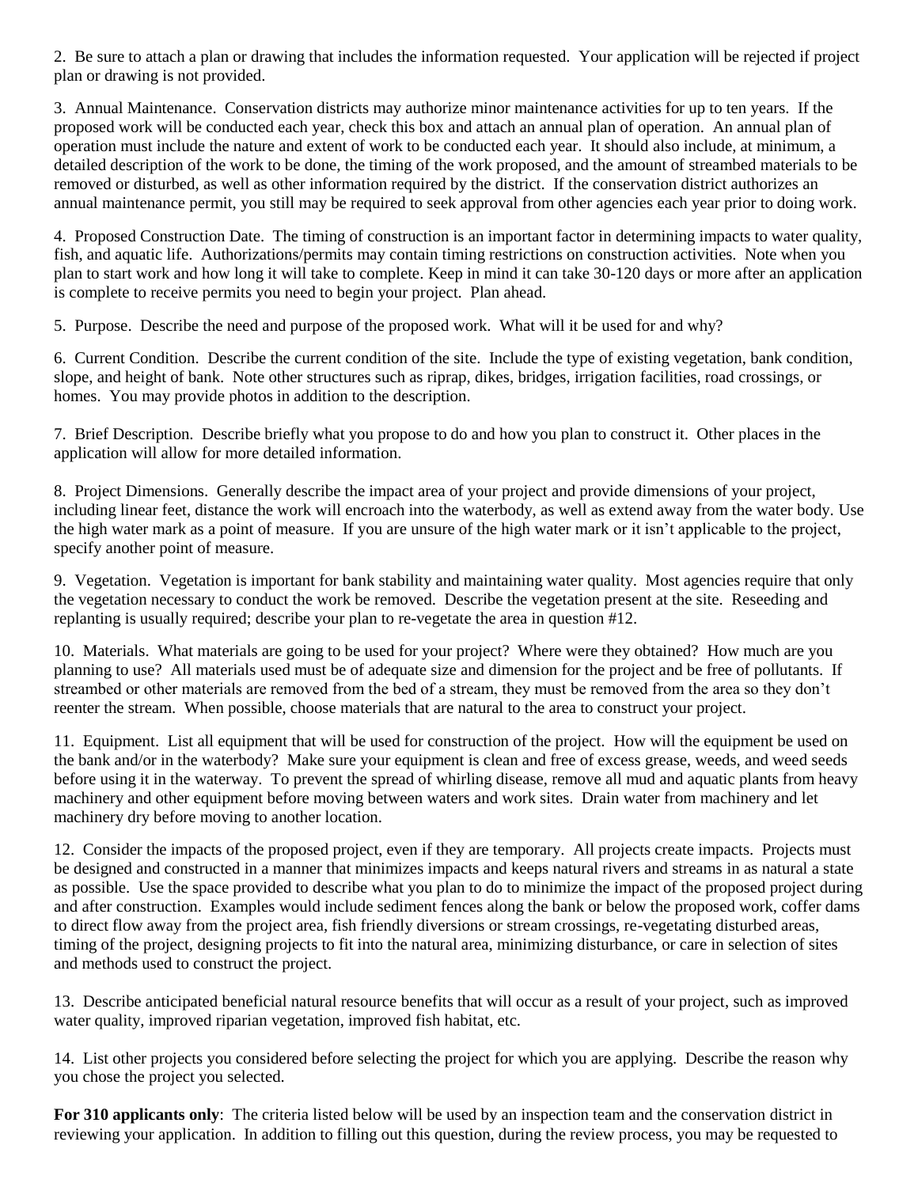2. Be sure to attach a plan or drawing that includes the information requested. Your application will be rejected if project plan or drawing is not provided.

3. Annual Maintenance. Conservation districts may authorize minor maintenance activities for up to ten years. If the proposed work will be conducted each year, check this box and attach an annual plan of operation. An annual plan of operation must include the nature and extent of work to be conducted each year. It should also include, at minimum, a detailed description of the work to be done, the timing of the work proposed, and the amount of streambed materials to be removed or disturbed, as well as other information required by the district. If the conservation district authorizes an annual maintenance permit, you still may be required to seek approval from other agencies each year prior to doing work.

4. Proposed Construction Date. The timing of construction is an important factor in determining impacts to water quality, fish, and aquatic life. Authorizations/permits may contain timing restrictions on construction activities. Note when you plan to start work and how long it will take to complete. Keep in mind it can take 30-120 days or more after an application is complete to receive permits you need to begin your project. Plan ahead.

5. Purpose. Describe the need and purpose of the proposed work. What will it be used for and why?

6. Current Condition. Describe the current condition of the site. Include the type of existing vegetation, bank condition, slope, and height of bank. Note other structures such as riprap, dikes, bridges, irrigation facilities, road crossings, or homes. You may provide photos in addition to the description.

7. Brief Description. Describe briefly what you propose to do and how you plan to construct it. Other places in the application will allow for more detailed information.

8. Project Dimensions. Generally describe the impact area of your project and provide dimensions of your project, including linear feet, distance the work will encroach into the waterbody, as well as extend away from the water body. Use the high water mark as a point of measure. If you are unsure of the high water mark or it isn't applicable to the project, specify another point of measure.

9. Vegetation. Vegetation is important for bank stability and maintaining water quality. Most agencies require that only the vegetation necessary to conduct the work be removed. Describe the vegetation present at the site. Reseeding and replanting is usually required; describe your plan to re-vegetate the area in question #12.

10. Materials. What materials are going to be used for your project? Where were they obtained? How much are you planning to use? All materials used must be of adequate size and dimension for the project and be free of pollutants. If streambed or other materials are removed from the bed of a stream, they must be removed from the area so they don't reenter the stream. When possible, choose materials that are natural to the area to construct your project.

11. Equipment. List all equipment that will be used for construction of the project. How will the equipment be used on the bank and/or in the waterbody? Make sure your equipment is clean and free of excess grease, weeds, and weed seeds before using it in the waterway. To prevent the spread of whirling disease, remove all mud and aquatic plants from heavy machinery and other equipment before moving between waters and work sites. Drain water from machinery and let machinery dry before moving to another location.

12. Consider the impacts of the proposed project, even if they are temporary. All projects create impacts. Projects must be designed and constructed in a manner that minimizes impacts and keeps natural rivers and streams in as natural a state as possible. Use the space provided to describe what you plan to do to minimize the impact of the proposed project during and after construction. Examples would include sediment fences along the bank or below the proposed work, coffer dams to direct flow away from the project area, fish friendly diversions or stream crossings, re-vegetating disturbed areas, timing of the project, designing projects to fit into the natural area, minimizing disturbance, or care in selection of sites and methods used to construct the project.

13. Describe anticipated beneficial natural resource benefits that will occur as a result of your project, such as improved water quality, improved riparian vegetation, improved fish habitat, etc.

14. List other projects you considered before selecting the project for which you are applying. Describe the reason why you chose the project you selected.

**For 310 applicants only**: The criteria listed below will be used by an inspection team and the conservation district in reviewing your application. In addition to filling out this question, during the review process, you may be requested to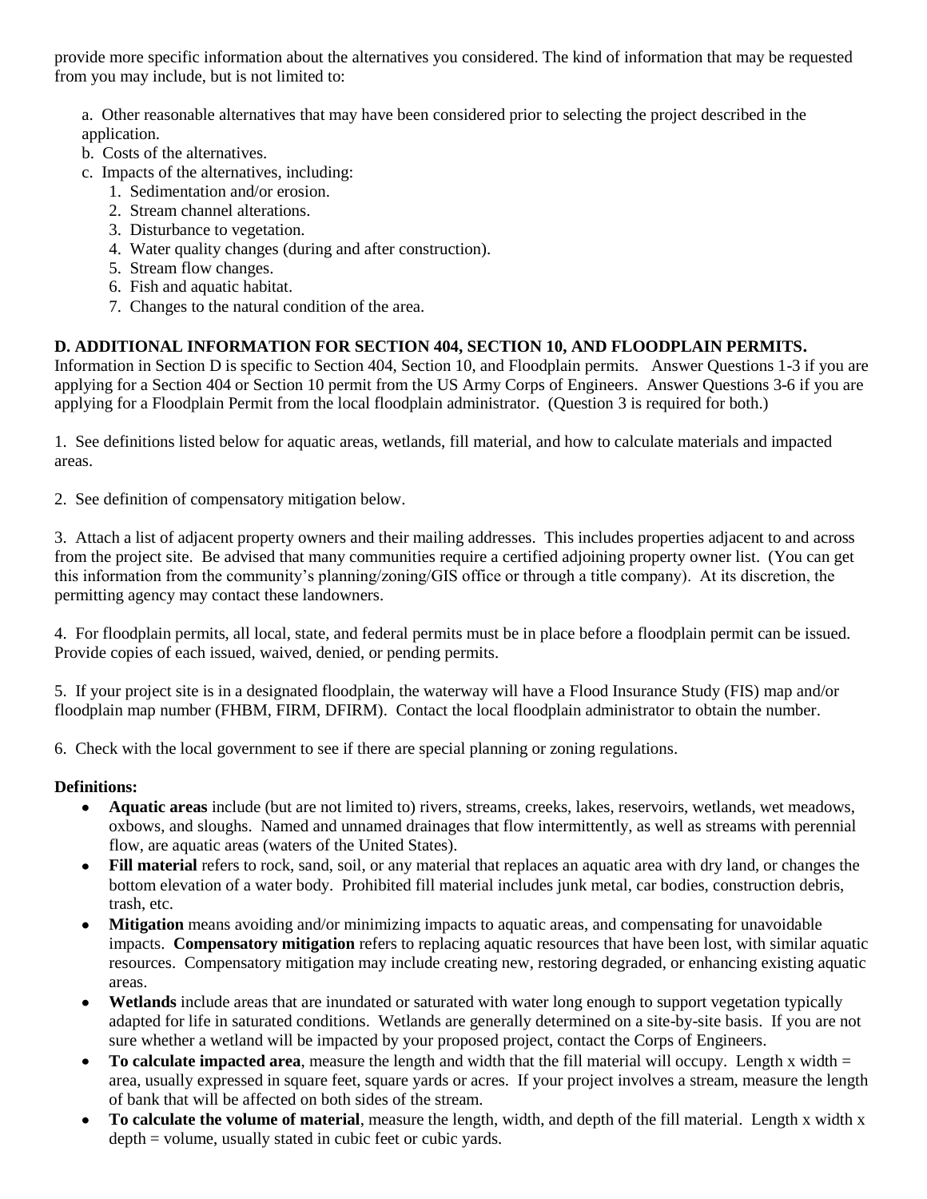provide more specific information about the alternatives you considered. The kind of information that may be requested from you may include, but is not limited to:

a. Other reasonable alternatives that may have been considered prior to selecting the project described in the application.
b. Costs of the alternatives.
c. Impacts of the alternatives, including:
   1. Sedimentation and/or erosion.
   2. Stream channel alterations.
   3. Disturbance to vegetation.
   4. Water quality changes (during and after construction).
   5. Stream flow changes.
   6. Fish and aquatic habitat.
   7. Changes to the natural condition of the area.

**D. ADDITIONAL INFORMATION FOR SECTION 404, SECTION 10, AND FLOODPLAIN PERMITS.**

Information in Section D is specific to Section 404, Section 10, and Floodplain permits. Answer Questions 1-3 if you are applying for a Section 404 or Section 10 permit from the US Army Corps of Engineers. Answer Questions 3-6 if you are applying for a Floodplain Permit from the local floodplain administrator. (Question 3 is required for both.)

1. See definitions listed below for aquatic areas, wetlands, fill material, and how to calculate materials and impacted areas.

2. See definition of compensatory mitigation below.

3. Attach a list of adjacent property owners and their mailing addresses. This includes properties adjacent to and across from the project site. Be advised that many communities require a certified adjoining property owner list. (You can get this information from the community's planning/zoning/GIS office or through a title company). At its discretion, the permitting agency may contact these landowners.

4. For floodplain permits, all local, state, and federal permits must be in place before a floodplain permit can be issued. Provide copies of each issued, waived, denied, or pending permits.

5. If your project site is in a designated floodplain, the waterway will have a Flood Insurance Study (FIS) map and/or floodplain map number (FHBM, FIRM, DFIRM). Contact the local floodplain administrator to obtain the number.

6. Check with the local government to see if there are special planning or zoning regulations.

**Definitions:**

- **Aquatic areas** include (but are not limited to) rivers, streams, creeks, lakes, reservoirs, wetlands, wet meadows, oxbows, and sloughs. Named and unnamed drainages that flow intermittently, as well as streams with perennial flow, are aquatic areas (waters of the United States).
- **Fill material** refers to rock, sand, soil, or any material that replaces an aquatic area with dry land, or changes the bottom elevation of a water body. Prohibited fill material includes junk metal, car bodies, construction debris, trash, etc.
- **Mitigation** means avoiding and/or minimizing impacts to aquatic areas, and compensating for unavoidable impacts. **Compensatory mitigation** refers to replacing aquatic resources that have been lost, with similar aquatic resources. Compensatory mitigation may include creating new, restoring degraded, or enhancing existing aquatic areas.
- **Wetlands** include areas that are inundated or saturated with water long enough to support vegetation typically adapted for life in saturated conditions. Wetlands are generally determined on a site-by-site basis. If you are not sure whether a wetland will be impacted by your proposed project, contact the Corps of Engineers.
- **To calculate impacted area**, measure the length and width that the fill material will occupy. Length x width = area, usually expressed in square feet, square yards or acres. If your project involves a stream, measure the length of bank that will be affected on both sides of the stream.
- **To calculate the volume of material**, measure the length, width, and depth of the fill material. Length x width x depth = volume, usually stated in cubic feet or cubic yards.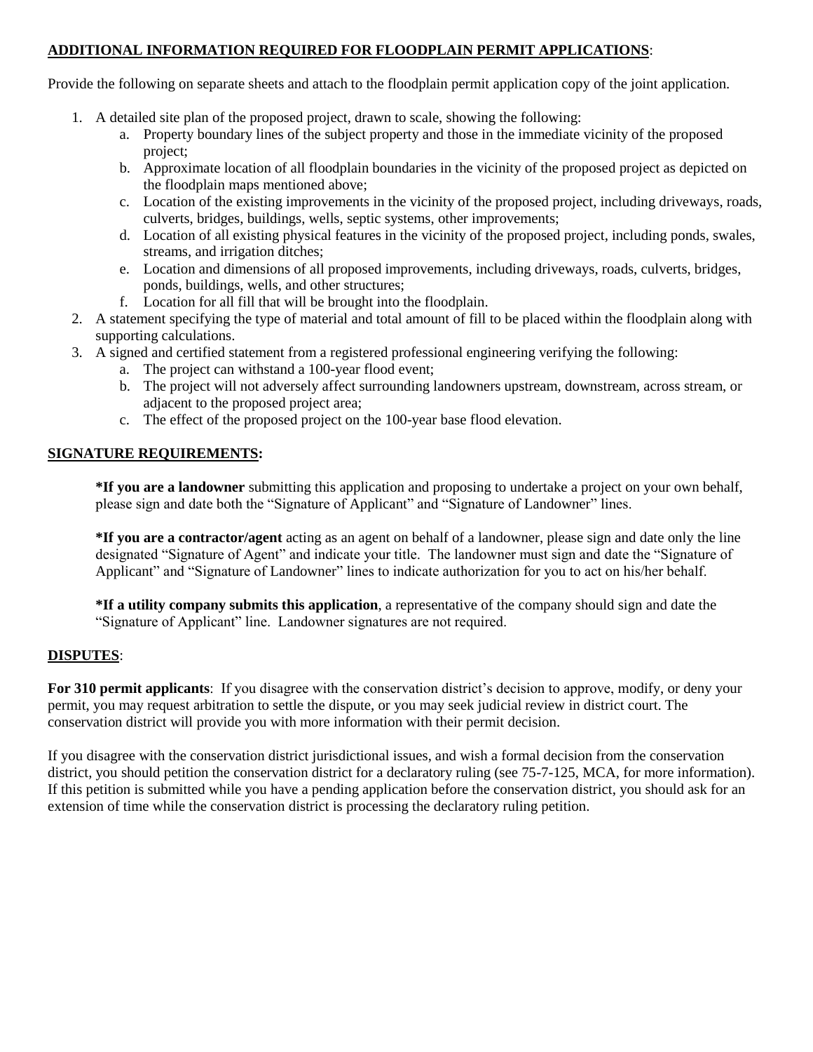## **ADDITIONAL INFORMATION REQUIRED FOR FLOODPLAIN PERMIT APPLICATIONS**:

Provide the following on separate sheets and attach to the floodplain permit application copy of the joint application.

1. A detailed site plan of the proposed project, drawn to scale, showing the following:
   a. Property boundary lines of the subject property and those in the immediate vicinity of the proposed project;
   b. Approximate location of all floodplain boundaries in the vicinity of the proposed project as depicted on the floodplain maps mentioned above;
   c. Location of the existing improvements in the vicinity of the proposed project, including driveways, roads, culverts, bridges, buildings, wells, septic systems, other improvements;
   d. Location of all existing physical features in the vicinity of the proposed project, including ponds, swales, streams, and irrigation ditches;
   e. Location and dimensions of all proposed improvements, including driveways, roads, culverts, bridges, ponds, buildings, wells, and other structures;
   f. Location for all fill that will be brought into the floodplain.
2. A statement specifying the type of material and total amount of fill to be placed within the floodplain along with supporting calculations.
3. A signed and certified statement from a registered professional engineering verifying the following:
   a. The project can withstand a 100-year flood event;
   b. The project will not adversely affect surrounding landowners upstream, downstream, across stream, or adjacent to the proposed project area;
   c. The effect of the proposed project on the 100-year base flood elevation.

## **SIGNATURE REQUIREMENTS:**

**\*If you are a landowner** submitting this application and proposing to undertake a project on your own behalf, please sign and date both the “Signature of Applicant” and “Signature of Landowner” lines.

**\*If you are a contractor/agent** acting as an agent on behalf of a landowner, please sign and date only the line designated “Signature of Agent” and indicate your title. The landowner must sign and date the “Signature of Applicant” and “Signature of Landowner” lines to indicate authorization for you to act on his/her behalf.

**\*If a utility company submits this application**, a representative of the company should sign and date the “Signature of Applicant” line. Landowner signatures are not required.

## **DISPUTES**:

**For 310 permit applicants**: If you disagree with the conservation district’s decision to approve, modify, or deny your permit, you may request arbitration to settle the dispute, or you may seek judicial review in district court. The conservation district will provide you with more information with their permit decision.

If you disagree with the conservation district jurisdictional issues, and wish a formal decision from the conservation district, you should petition the conservation district for a declaratory ruling (see 75-7-125, MCA, for more information). If this petition is submitted while you have a pending application before the conservation district, you should ask for an extension of time while the conservation district is processing the declaratory ruling petition.